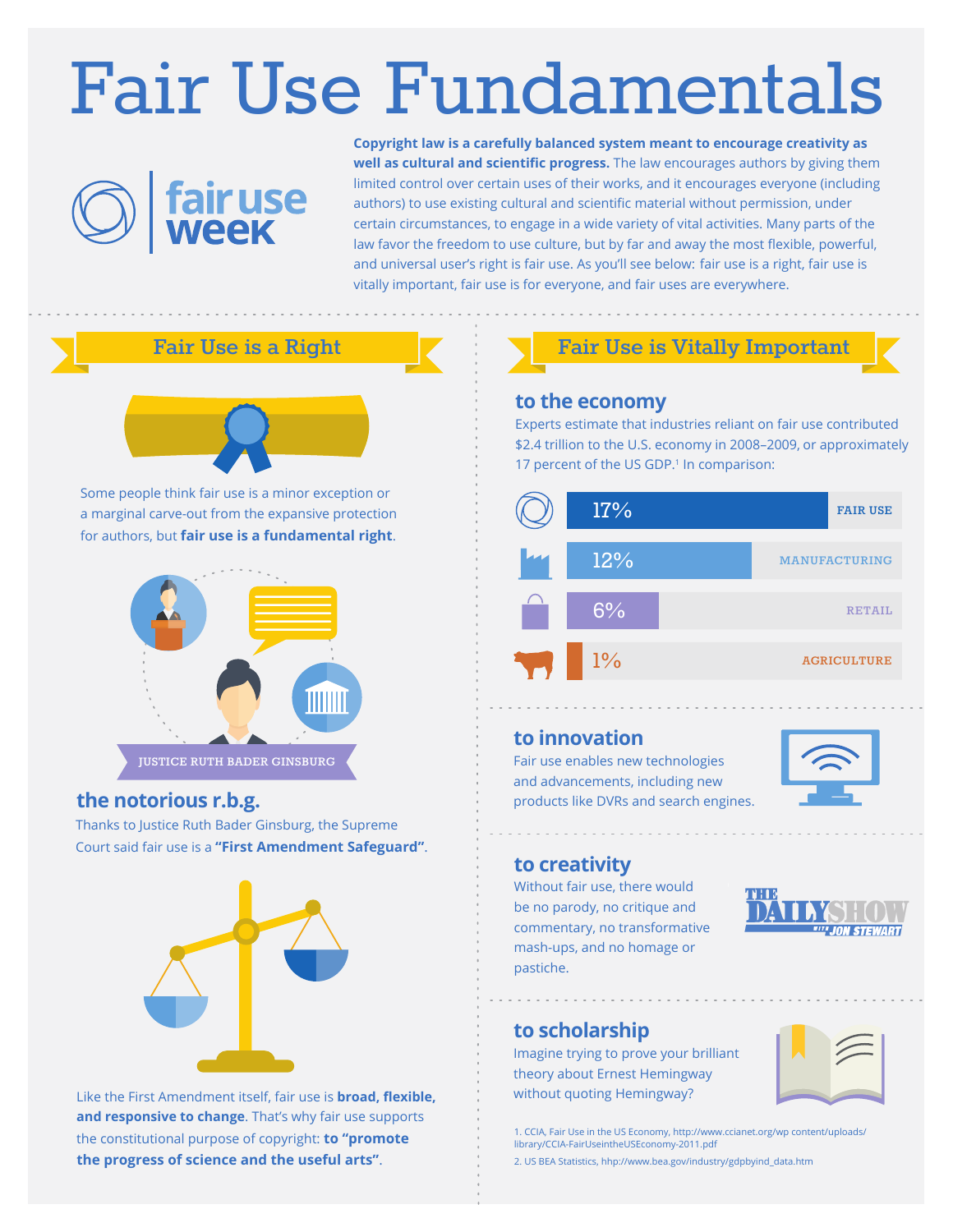# Fair Use Fundamentals

fair use week

**Copyright law is a carefully balanced system meant to encourage creativity as well as cultural and scientific progress.** The law encourages authors by giving them limited control over certain uses of their works, and it encourages everyone (including authors) to use existing cultural and scientific material without permission, under certain circumstances, to engage in a wide variety of vital activities. Many parts of the law favor the freedom to use culture, but by far and away the most flexible, powerful, and universal user's right is fair use. As you'll see below: fair use is a right, fair use is vitally important, fair use is for everyone, and fair uses are everywhere.

## Fair Use is a Right

Some people think fair use is a minor exception or a marginal carve-out from the expansive protection for authors, but **fair use is a fundamental right**.

JUSTICE RUTH BADER GINSBURG

### the notorious r.b.g.

Thanks to Justice Ruth Bader Ginsburg, the Supreme Court said fair use is a **"First Amendment Safeguard"**.

Like the First Amendment itself, fair use is **broad, flexible, and responsive to change**. That's why fair use supports the constitutional purpose of copyright: **to "promote the progress of science and the useful arts"**.

## Fair Use is Vitally Important

### to the economy

Experts estimate that industries reliant on fair use contributed $2.4 trillion to the U.S. economy in 2008–2009, or approximately 17 percent of the US GDP.[1] In comparison:

| Sector | Share of GDP |
|---|---|
| FAIR USE | 17% |
| MANUFACTURING | 12% |
| RETAIL | 6% |
| AGRICULTURE | 1% |

### to innovation

Fair use enables new technologies and advancements, including new products like DVRs and search engines.

### to creativity

Without fair use, there would be no parody, no critique and commentary, no transformative mash-ups, and no homage or pastiche.

THE DAILY SHOW WITH JON STEWART

### to scholarship

Imagine trying to prove your brilliant theory about Ernest Hemingway without quoting Hemingway?

1. CCIA, Fair Use in the US Economy, http://www.ccianet.org/wp content/uploads/library/CCIA-FairUseintheUSEconomy-2011.pdf
2. US BEA Statistics, hhp://www.bea.gov/industry/gdpbyind_data.htm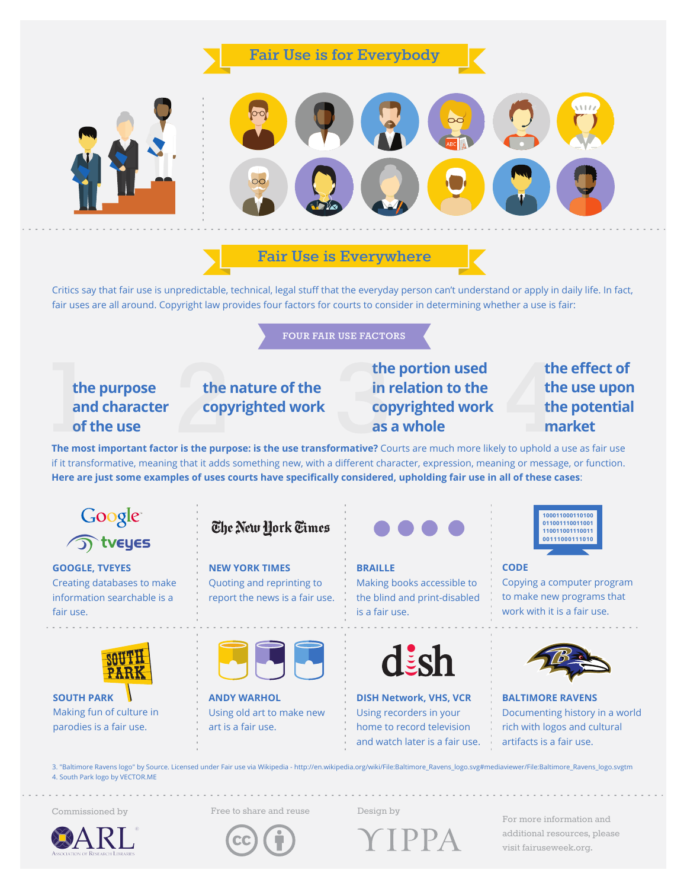# Fair Use is for Everybody

# Fair Use is Everywhere

Critics say that fair use is unpredictable, technical, legal stuff that the everyday person can't understand or apply in daily life. In fact, fair uses are all around. Copyright law provides four factors for courts to consider in determining whether a use is fair:

## FOUR FAIR USE FACTORS

1. the purpose and character of the use
2. the nature of the copyrighted work
3. the portion used in relation to the copyrighted work as a whole
4. the effect of the use upon the potential market

**The most important factor is the purpose: is the use transformative?** Courts are much more likely to uphold a use as fair use if it transformative, meaning that it adds something new, with a different character, expression, meaning or message, or function. **Here are just some examples of uses courts have specifically considered, upholding fair use in all of these cases**:

**GOOGLE, TVEYES**
Creating databases to make information searchable is a fair use.

**NEW YORK TIMES**
Quoting and reprinting to report the news is a fair use.

**BRAILLE**
Making books accessible to the blind and print-disabled is a fair use.

**CODE**
Copying a computer program to make new programs that work with it is a fair use.

**SOUTH PARK**
Making fun of culture in parodies is a fair use.

**ANDY WARHOL**
Using old art to make new art is a fair use.

**DISH Network, VHS, VCR**
Using recorders in your home to record television and watch later is a fair use.

**BALTIMORE RAVENS**
Documenting history in a world rich with logos and cultural artifacts is a fair use.

3. "Baltimore Ravens logo" by Source. Licensed under Fair use via Wikipedia - http://en.wikipedia.org/wiki/File:Baltimore_Ravens_logo.svg#mediaviewer/File:Baltimore_Ravens_logo.svgtm
4. South Park logo by VECTOR.ME

Commissioned by ARL Association of Research Libraries

Free to share and reuse

Design by YIPPA

For more information and additional resources, please visit fairuseweek.org.